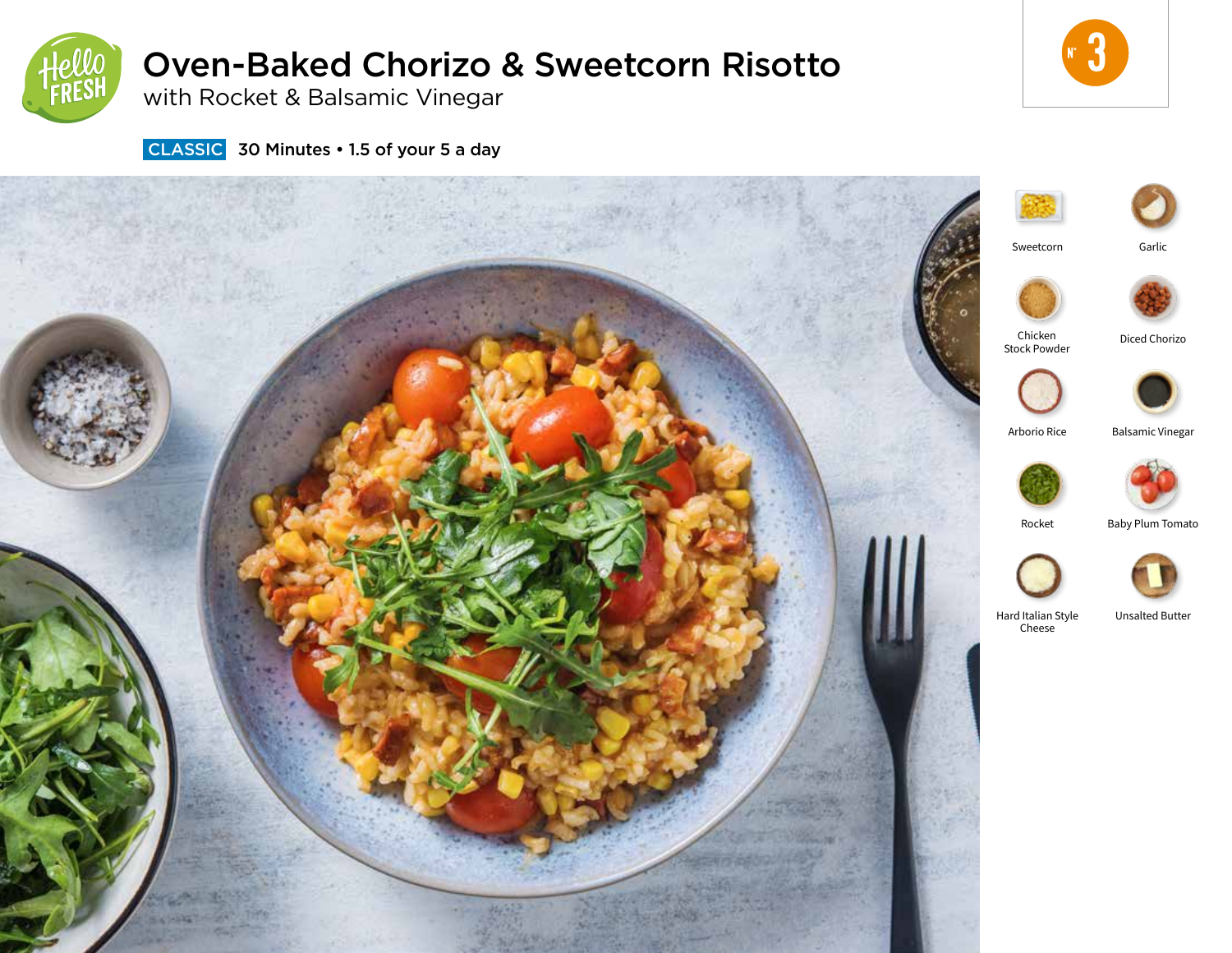# Oven-Baked Chorizo & Sweetcorn Risotto

## with Rocket & Balsamic Vinegar

N° 3

**CLASSIC** 30 Minutes • 1.5 of your 5 a day

- Sweetcorn
- Garlic
- Chicken Stock Powder
- Diced Chorizo
- Arborio Rice
- Balsamic Vinegar
- Rocket
- Baby Plum Tomato
- Hard Italian Style Cheese
- Unsalted Butter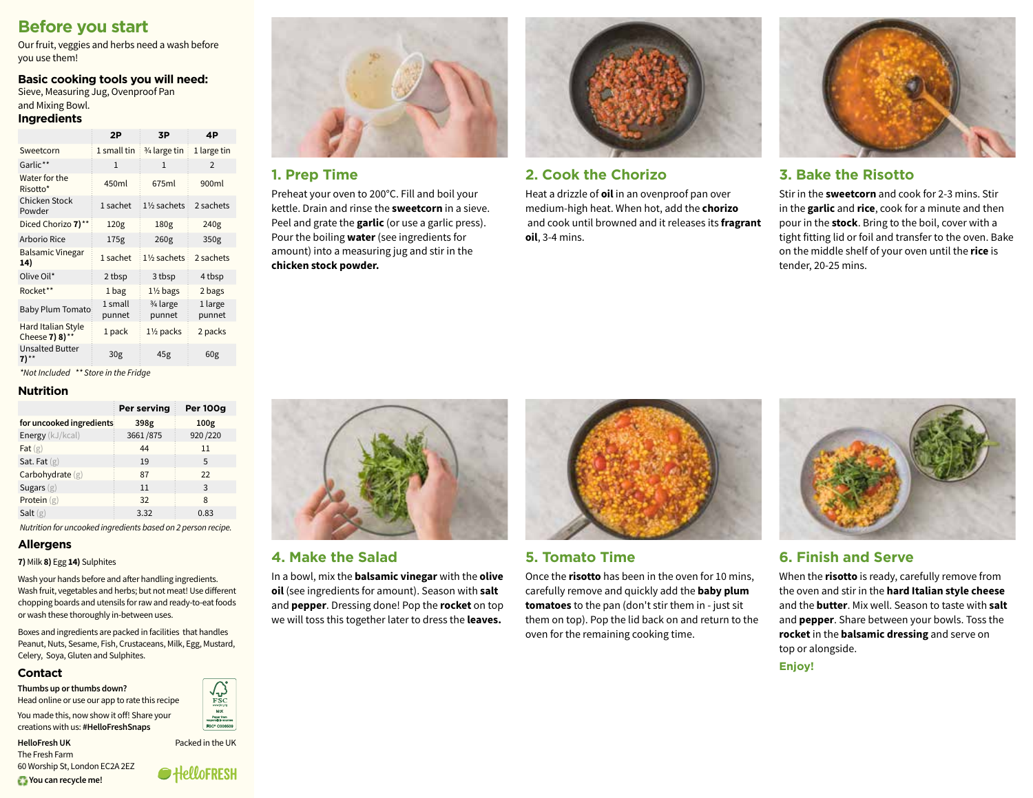## Before you start

Our fruit, veggies and herbs need a wash before you use them!

### Basic cooking tools you will need:

Sieve, Measuring Jug, Ovenproof Pan and Mixing Bowl.

### Ingredients

| | 2P | 3P | 4P |
|---|---|---|---|
| Sweetcorn | 1 small tin | ¾ large tin | 1 large tin |
| Garlic** | 1 | 1 | 2 |
| Water for the Risotto* | 450ml | 675ml | 900ml |
| Chicken Stock Powder | 1 sachet | 1½ sachets | 2 sachets |
| Diced Chorizo **7)**** | 120g | 180g | 240g |
| Arborio Rice | 175g | 260g | 350g |
| Balsamic Vinegar **14)** | 1 sachet | 1½ sachets | 2 sachets |
| Olive Oil* | 2 tbsp | 3 tbsp | 4 tbsp |
| Rocket** | 1 bag | 1½ bags | 2 bags |
| Baby Plum Tomato | 1 small punnet | ¾ large punnet | 1 large punnet |
| Hard Italian Style Cheese **7) 8)**** | 1 pack | 1½ packs | 2 packs |
| Unsalted Butter **7)**** | 30g | 45g | 60g |

*\*Not Included \*\* Store in the Fridge*

### Nutrition

| | Per serving | Per 100g |
|---|---|---|
| **for uncooked ingredients** | **398g** | **100g** |
| Energy (kJ/kcal) | 3661 /875 | 920 /220 |
| Fat (g) | 44 | 11 |
| Sat. Fat (g) | 19 | 5 |
| Carbohydrate (g) | 87 | 22 |
| Sugars (g) | 11 | 3 |
| Protein (g) | 32 | 8 |
| Salt (g) | 3.32 | 0.83 |

*Nutrition for uncooked ingredients based on 2 person recipe.*

### Allergens

**7)** Milk **8)** Egg **14)** Sulphites

Wash your hands before and after handling ingredients. Wash fruit, vegetables and herbs; but not meat! Use different chopping boards and utensils for raw and ready-to-eat foods or wash these thoroughly in-between uses.

Boxes and ingredients are packed in facilities that handles Peanut, Nuts, Sesame, Fish, Crustaceans, Milk, Egg, Mustard, Celery, Soya, Gluten and Sulphites.

### Contact

**Thumbs up or thumbs down?**
Head online or use our app to rate this recipe

You made this, now show it off! Share your creations with us: **#HelloFreshSnaps**

**HelloFresh UK**
The Fresh Farm
60 Worship St, London EC2A 2EZ

Packed in the UK

**You can recycle me!**

## 1. Prep Time

Preheat your oven to 200°C. Fill and boil your kettle. Drain and rinse the **sweetcorn** in a sieve. Peel and grate the **garlic** (or use a garlic press). Pour the boiling **water** (see ingredients for amount) into a measuring jug and stir in the **chicken stock powder.**

## 2. Cook the Chorizo

Heat a drizzle of **oil** in an ovenproof pan over medium-high heat. When hot, add the **chorizo** and cook until browned and it releases its **fragrant oil**, 3-4 mins.

## 3. Bake the Risotto

Stir in the **sweetcorn** and cook for 2-3 mins. Stir in the **garlic** and **rice**, cook for a minute and then pour in the **stock**. Bring to the boil, cover with a tight fitting lid or foil and transfer to the oven. Bake on the middle shelf of your oven until the **rice** is tender, 20-25 mins.

## 4. Make the Salad

In a bowl, mix the **balsamic vinegar** with the **olive oil** (see ingredients for amount). Season with **salt** and **pepper**. Dressing done! Pop the **rocket** on top we will toss this together later to dress the **leaves.**

## 5. Tomato Time

Once the **risotto** has been in the oven for 10 mins, carefully remove and quickly add the **baby plum tomatoes** to the pan (don't stir them in - just sit them on top). Pop the lid back on and return to the oven for the remaining cooking time.

## 6. Finish and Serve

When the **risotto** is ready, carefully remove from the oven and stir in the **hard Italian style cheese** and the **butter**. Mix well. Season to taste with **salt** and **pepper**. Share between your bowls. Toss the **rocket** in the **balsamic dressing** and serve on top or alongside.

**Enjoy!**